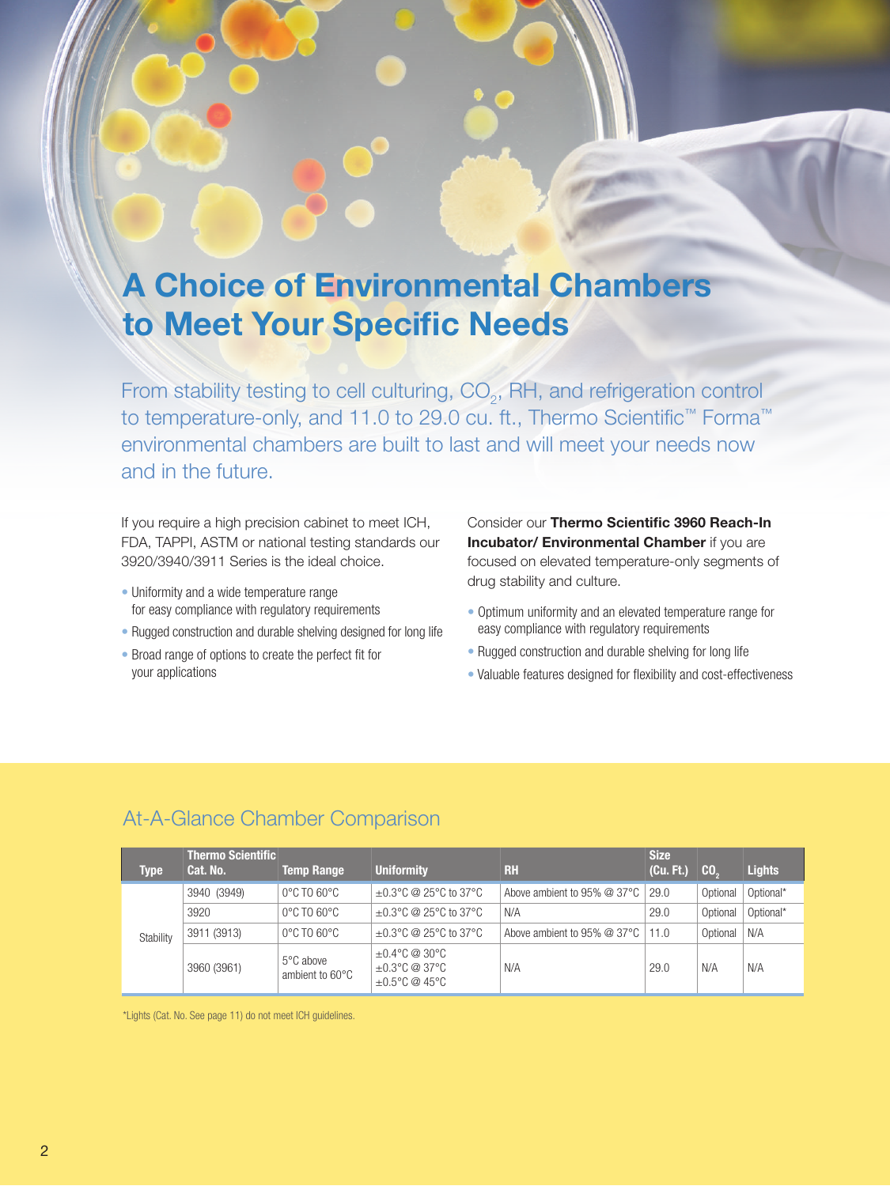# A Choice of Environmental Chambers to Meet Your Specific Needs

From stability testing to cell culturing, $CO_2$, RH, and refrigeration control to temperature-only, and 11.0 to 29.0 cu. ft., Thermo Scientific™ Forma™ environmental chambers are built to last and will meet your needs now and in the future.

If you require a high precision cabinet to meet ICH, FDA, TAPPI, ASTM or national testing standards our 3920/3940/3911 Series is the ideal choice.

- Uniformity and a wide temperature range for easy compliance with regulatory requirements
- Rugged construction and durable shelving designed for long life
- Broad range of options to create the perfect fit for your applications

Consider our **Thermo Scientific 3960 Reach-In Incubator/ Environmental Chamber** if you are focused on elevated temperature-only segments of drug stability and culture.

- Optimum uniformity and an elevated temperature range for easy compliance with regulatory requirements
- Rugged construction and durable shelving for long life
- Valuable features designed for flexibility and cost-effectiveness

## At-A-Glance Chamber Comparison

| Type | Thermo Scientific Cat. No. | Temp Range | Uniformity | RH | Size (Cu. Ft.) | $CO_2$ | Lights |
|---|---|---|---|---|---|---|---|
| Stability | 3940 (3949) | 0°C TO 60°C | ±0.3°C @ 25°C to 37°C | Above ambient to 95% @ 37°C | 29.0 | Optional | Optional* |
| | 3920 | 0°C TO 60°C | ±0.3°C @ 25°C to 37°C | N/A | 29.0 | Optional | Optional* |
| | 3911 (3913) | 0°C TO 60°C | ±0.3°C @ 25°C to 37°C | Above ambient to 95% @ 37°C | 11.0 | Optional | N/A |
| | 3960 (3961) | 5°C above ambient to 60°C | ±0.4°C @ 30°C<br>±0.3°C @ 37°C<br>±0.5°C @ 45°C | N/A | 29.0 | N/A | N/A |

*Lights (Cat. No. See page 11) do not meet ICH guidelines.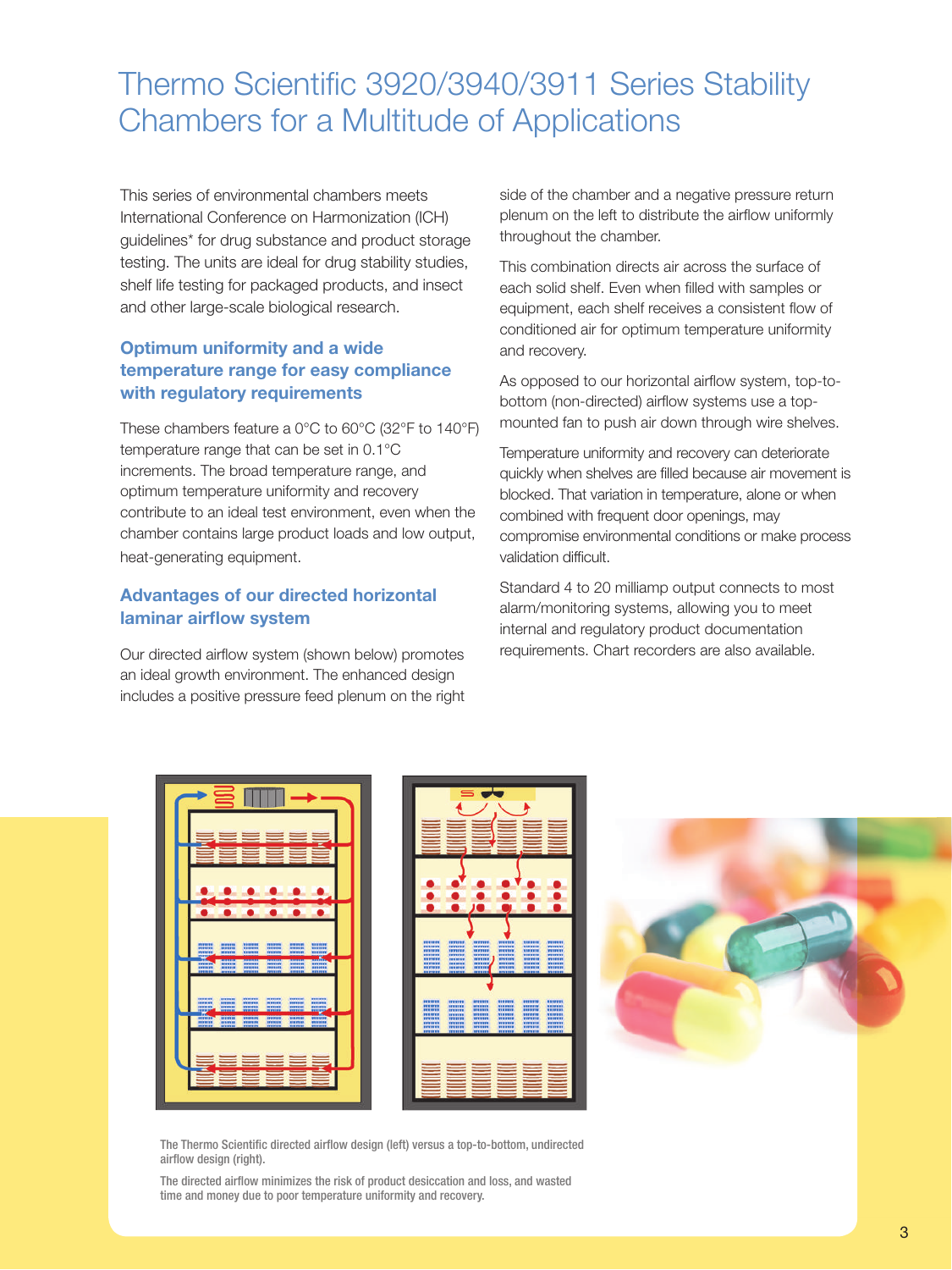# Thermo Scientific 3920/3940/3911 Series Stability Chambers for a Multitude of Applications

This series of environmental chambers meets International Conference on Harmonization (ICH) guidelines* for drug substance and product storage testing. The units are ideal for drug stability studies, shelf life testing for packaged products, and insect and other large-scale biological research.

### Optimum uniformity and a wide temperature range for easy compliance with regulatory requirements

These chambers feature a 0°C to 60°C (32°F to 140°F) temperature range that can be set in 0.1°C increments. The broad temperature range, and optimum temperature uniformity and recovery contribute to an ideal test environment, even when the chamber contains large product loads and low output, heat-generating equipment.

### Advantages of our directed horizontal laminar airflow system

Our directed airflow system (shown below) promotes an ideal growth environment. The enhanced design includes a positive pressure feed plenum on the right side of the chamber and a negative pressure return plenum on the left to distribute the airflow uniformly throughout the chamber.

This combination directs air across the surface of each solid shelf. Even when filled with samples or equipment, each shelf receives a consistent flow of conditioned air for optimum temperature uniformity and recovery.

As opposed to our horizontal airflow system, top-to-bottom (non-directed) airflow systems use a top-mounted fan to push air down through wire shelves.

Temperature uniformity and recovery can deteriorate quickly when shelves are filled because air movement is blocked. That variation in temperature, alone or when combined with frequent door openings, may compromise environmental conditions or make process validation difficult.

Standard 4 to 20 milliamp output connects to most alarm/monitoring systems, allowing you to meet internal and regulatory product documentation requirements. Chart recorders are also available.

The Thermo Scientific directed airflow design (left) versus a top-to-bottom, undirected airflow design (right).

The directed airflow minimizes the risk of product desiccation and loss, and wasted time and money due to poor temperature uniformity and recovery.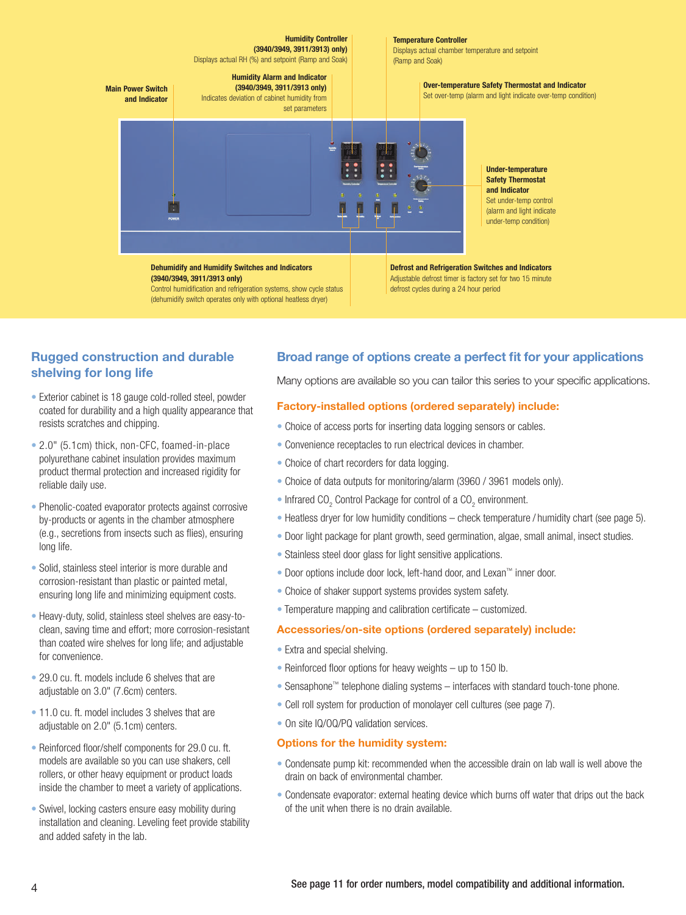**Humidity Controller (3940/3949, 3911/3913) only)**
Displays actual RH (%) and setpoint (Ramp and Soak)

**Temperature Controller**
Displays actual chamber temperature and setpoint (Ramp and Soak)

**Main Power Switch and Indicator**

**Humidity Alarm and Indicator (3940/3949, 3911/3913 only)**
Indicates deviation of cabinet humidity from set parameters

**Over-temperature Safety Thermostat and Indicator**
Set over-temp (alarm and light indicate over-temp condition)

**Under-temperature Safety Thermostat and Indicator**
Set under-temp control (alarm and light indicate under-temp condition)

**Dehumidify and Humidify Switches and Indicators (3940/3949, 3911/3913 only)**
Control humidification and refrigeration systems, show cycle status (dehumidify switch operates only with optional heatless dryer)

**Defrost and Refrigeration Switches and Indicators**
Adjustable defrost timer is factory set for two 15 minute defrost cycles during a 24 hour period

## Rugged construction and durable shelving for long life

- Exterior cabinet is 18 gauge cold-rolled steel, powder coated for durability and a high quality appearance that resists scratches and chipping.
- 2.0" (5.1cm) thick, non-CFC, foamed-in-place polyurethane cabinet insulation provides maximum product thermal protection and increased rigidity for reliable daily use.
- Phenolic-coated evaporator protects against corrosive by-products or agents in the chamber atmosphere (e.g., secretions from insects such as flies), ensuring long life.
- Solid, stainless steel interior is more durable and corrosion-resistant than plastic or painted metal, ensuring long life and minimizing equipment costs.
- Heavy-duty, solid, stainless steel shelves are easy-to-clean, saving time and effort; more corrosion-resistant than coated wire shelves for long life; and adjustable for convenience.
- 29.0 cu. ft. models include 6 shelves that are adjustable on 3.0" (7.6cm) centers.
- 11.0 cu. ft. model includes 3 shelves that are adjustable on 2.0" (5.1cm) centers.
- Reinforced floor/shelf components for 29.0 cu. ft. models are available so you can use shakers, cell rollers, or other heavy equipment or product loads inside the chamber to meet a variety of applications.
- Swivel, locking casters ensure easy mobility during installation and cleaning. Leveling feet provide stability and added safety in the lab.

## Broad range of options create a perfect fit for your applications

Many options are available so you can tailor this series to your specific applications.

### Factory-installed options (ordered separately) include:

- Choice of access ports for inserting data logging sensors or cables.
- Convenience receptacles to run electrical devices in chamber.
- Choice of chart recorders for data logging.
- Choice of data outputs for monitoring/alarm (3960 / 3961 models only).
- Infrared $CO_2$ Control Package for control of a $CO_2$ environment.
- Heatless dryer for low humidity conditions – check temperature / humidity chart (see page 5).
- Door light package for plant growth, seed germination, algae, small animal, insect studies.
- Stainless steel door glass for light sensitive applications.
- Door options include door lock, left-hand door, and Lexan™ inner door.
- Choice of shaker support systems provides system safety.
- Temperature mapping and calibration certificate – customized.

### Accessories/on-site options (ordered separately) include:

- Extra and special shelving.
- Reinforced floor options for heavy weights – up to 150 lb.
- Sensaphone™ telephone dialing systems – interfaces with standard touch-tone phone.
- Cell roll system for production of monolayer cell cultures (see page 7).
- On site IQ/OQ/PQ validation services.

### Options for the humidity system:

- Condensate pump kit: recommended when the accessible drain on lab wall is well above the drain on back of environmental chamber.
- Condensate evaporator: external heating device which burns off water that drips out the back of the unit when there is no drain available.

**See page 11 for order numbers, model compatibility and additional information.**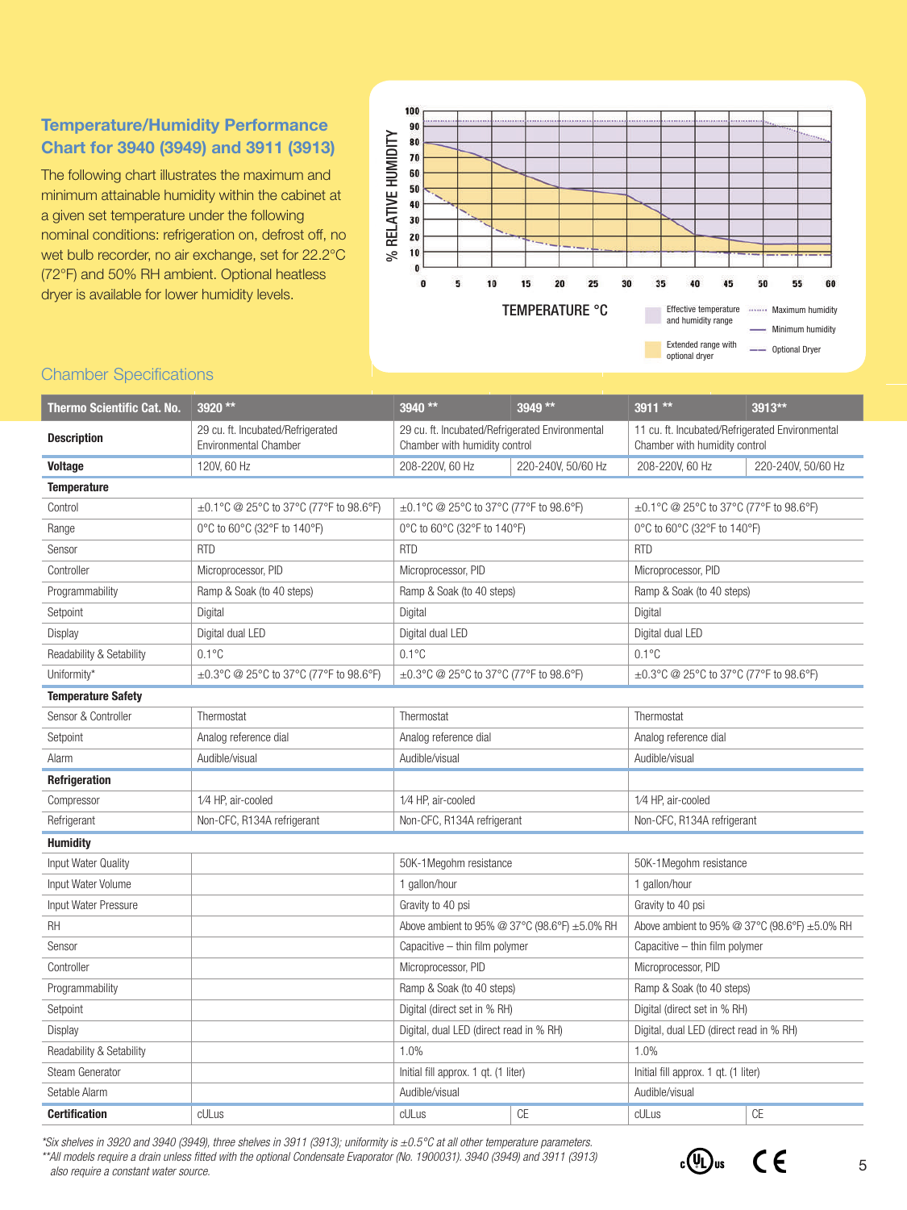## Temperature/Humidity Performance Chart for 3940 (3949) and 3911 (3913)

The following chart illustrates the maximum and minimum attainable humidity within the cabinet at a given set temperature under the following nominal conditions: refrigeration on, defrost off, no wet bulb recorder, no air exchange, set for 22.2°C (72°F) and 50% RH ambient. Optional heatless dryer is available for lower humidity levels.

% RELATIVE HUMIDITY

100
90
80
70
60
50
40
30
20
10
0

0 5 10 15 20 25 30 35 40 45 50 55 60

TEMPERATURE °C

Effective temperature and humidity range

Extended range with optional dryer

Maximum humidity

Minimum humidity

Optional Dryer

## Chamber Specifications

| Thermo Scientific Cat. No. | 3920 ** | 3940 ** | 3949 ** | 3911 ** | 3913** |
|---|---|---|---|---|---|
| **Description** | 29 cu. ft. Incubated/Refrigerated Environmental Chamber | 29 cu. ft. Incubated/Refrigerated Environmental Chamber with humidity control | | 11 cu. ft. Incubated/Refrigerated Environmental Chamber with humidity control | |
| **Voltage** | 120V, 60 Hz | 208-220V, 60 Hz | 220-240V, 50/60 Hz | 208-220V, 60 Hz | 220-240V, 50/60 Hz |
| **Temperature** | | | | | |
| Control | ±0.1°C @ 25°C to 37°C (77°F to 98.6°F) | ±0.1°C @ 25°C to 37°C (77°F to 98.6°F) | | ±0.1°C @ 25°C to 37°C (77°F to 98.6°F) | |
| Range | 0°C to 60°C (32°F to 140°F) | 0°C to 60°C (32°F to 140°F) | | 0°C to 60°C (32°F to 140°F) | |
| Sensor | RTD | RTD | | RTD | |
| Controller | Microprocessor, PID | Microprocessor, PID | | Microprocessor, PID | |
| Programmability | Ramp & Soak (to 40 steps) | Ramp & Soak (to 40 steps) | | Ramp & Soak (to 40 steps) | |
| Setpoint | Digital | Digital | | Digital | |
| Display | Digital dual LED | Digital dual LED | | Digital dual LED | |
| Readability & Setability | 0.1°C | 0.1°C | | 0.1°C | |
| Uniformity* | ±0.3°C @ 25°C to 37°C (77°F to 98.6°F) | ±0.3°C @ 25°C to 37°C (77°F to 98.6°F) | | ±0.3°C @ 25°C to 37°C (77°F to 98.6°F) | |
| **Temperature Safety** | | | | | |
| Sensor & Controller | Thermostat | Thermostat | | Thermostat | |
| Setpoint | Analog reference dial | Analog reference dial | | Analog reference dial | |
| Alarm | Audible/visual | Audible/visual | | Audible/visual | |
| **Refrigeration** | | | | | |
| Compressor | 1⁄4 HP, air-cooled | 1⁄4 HP, air-cooled | | 1⁄4 HP, air-cooled | |
| Refrigerant | Non-CFC, R134A refrigerant | Non-CFC, R134A refrigerant | | Non-CFC, R134A refrigerant | |
| **Humidity** | | | | | |
| Input Water Quality | | 50K-1Megohm resistance | | 50K-1Megohm resistance | |
| Input Water Volume | | 1 gallon/hour | | 1 gallon/hour | |
| Input Water Pressure | | Gravity to 40 psi | | Gravity to 40 psi | |
| RH | | Above ambient to 95% @ 37°C (98.6°F) ±5.0% RH | | Above ambient to 95% @ 37°C (98.6°F) ±5.0% RH | |
| Sensor | | Capacitive – thin film polymer | | Capacitive – thin film polymer | |
| Controller | | Microprocessor, PID | | Microprocessor, PID | |
| Programmability | | Ramp & Soak (to 40 steps) | | Ramp & Soak (to 40 steps) | |
| Setpoint | | Digital (direct set in % RH) | | Digital (direct set in % RH) | |
| Display | | Digital, dual LED (direct read in % RH) | | Digital, dual LED (direct read in % RH) | |
| Readability & Setability | | 1.0% | | 1.0% | |
| Steam Generator | | Initial fill approx. 1 qt. (1 liter) | | Initial fill approx. 1 qt. (1 liter) | |
| Setable Alarm | | Audible/visual | | Audible/visual | |
| **Certification** | cULus | cULus | CE | cULus | CE |

*Six shelves in 3920 and 3940 (3949), three shelves in 3911 (3913); uniformity is ±0.5°C at all other temperature parameters.*

*\*\*All models require a drain unless fitted with the optional Condensate Evaporator (No. 1900031). 3940 (3949) and 3911 (3913) also require a constant water source.*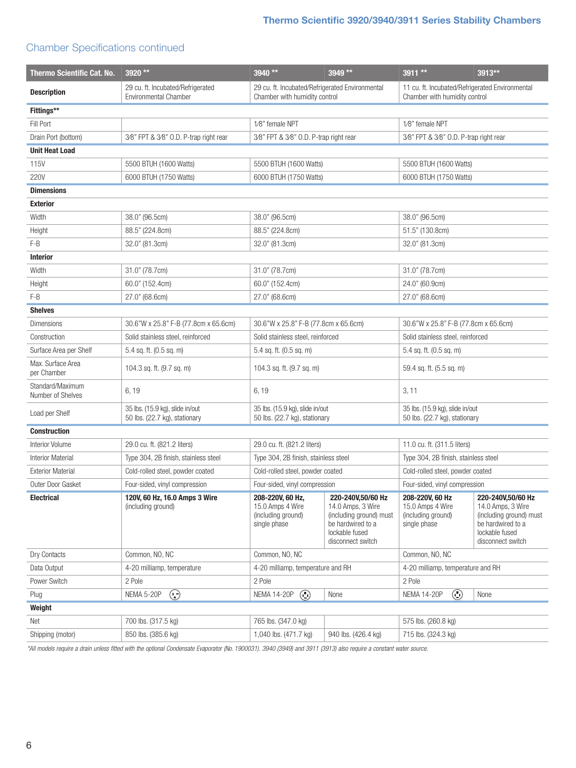## Chamber Specifications continued

| Thermo Scientific Cat. No. | 3920 ** | 3940 ** | 3949 ** | 3911 ** | 3913** |
|---|---|---|---|---|---|
| **Description** | 29 cu. ft. Incubated/Refrigerated Environmental Chamber | 29 cu. ft. Incubated/Refrigerated Environmental Chamber with humidity control | | 11 cu. ft. Incubated/Refrigerated Environmental Chamber with humidity control | |
| **Fittings**** | | | | | |
| Fill Port | | 1⁄8" female NPT | | 1⁄8" female NPT | |
| Drain Port (bottom) | 3⁄8" FPT & 3⁄8" O.D. P-trap right rear | 3⁄8" FPT & 3⁄8" O.D. P-trap right rear | | 3⁄8" FPT & 3⁄8" O.D. P-trap right rear | |
| **Unit Heat Load** | | | | | |
| 115V | 5500 BTUH (1600 Watts) | 5500 BTUH (1600 Watts) | | 5500 BTUH (1600 Watts) | |
| 220V | 6000 BTUH (1750 Watts) | 6000 BTUH (1750 Watts) | | 6000 BTUH (1750 Watts) | |
| **Dimensions** | | | | | |
| **Exterior** | | | | | |
| Width | 38.0" (96.5cm) | 38.0" (96.5cm) | | 38.0" (96.5cm) | |
| Height | 88.5" (224.8cm) | 88.5" (224.8cm) | | 51.5" (130.8cm) | |
| F-B | 32.0" (81.3cm) | 32.0" (81.3cm) | | 32.0" (81.3cm) | |
| **Interior** | | | | | |
| Width | 31.0" (78.7cm) | 31.0" (78.7cm) | | 31.0" (78.7cm) | |
| Height | 60.0" (152.4cm) | 60.0" (152.4cm) | | 24.0" (60.9cm) | |
| F-B | 27.0" (68.6cm) | 27.0" (68.6cm) | | 27.0" (68.6cm) | |
| **Shelves** | | | | | |
| Dimensions | 30.6"W x 25.8" F-B (77.8cm x 65.6cm) | 30.6"W x 25.8" F-B (77.8cm x 65.6cm) | | 30.6"W x 25.8" F-B (77.8cm x 65.6cm) | |
| Construction | Solid stainless steel, reinforced | Solid stainless steel, reinforced | | Solid stainless steel, reinforced | |
| Surface Area per Shelf | 5.4 sq. ft. (0.5 sq. m) | 5.4 sq. ft. (0.5 sq. m) | | 5.4 sq. ft. (0.5 sq. m) | |
| Max. Surface Area per Chamber | 104.3 sq. ft. (9.7 sq. m) | 104.3 sq. ft. (9.7 sq. m) | | 59.4 sq. ft. (5.5 sq. m) | |
| Standard/Maximum Number of Shelves | 6, 19 | 6, 19 | | 3, 11 | |
| Load per Shelf | 35 lbs. (15.9 kg), slide in/out<br>50 lbs. (22.7 kg), stationary | 35 lbs. (15.9 kg), slide in/out<br>50 lbs. (22.7 kg), stationary | | 35 lbs. (15.9 kg), slide in/out<br>50 lbs. (22.7 kg), stationary | |
| **Construction** | | | | | |
| Interior Volume | 29.0 cu. ft. (821.2 liters) | 29.0 cu. ft. (821.2 liters) | | 11.0 cu. ft. (311.5 liters) | |
| Interior Material | Type 304, 2B finish, stainless steel | Type 304, 2B finish, stainless steel | | Type 304, 2B finish, stainless steel | |
| Exterior Material | Cold-rolled steel, powder coated | Cold-rolled steel, powder coated | | Cold-rolled steel, powder coated | |
| Outer Door Gasket | Four-sided, vinyl compression | Four-sided, vinyl compression | | Four-sided, vinyl compression | |
| **Electrical** | **120V, 60 Hz, 16.0 Amps 3 Wire** (including ground) | **208-220V, 60 Hz,** 15.0 Amps 4 Wire (including ground) single phase | **220-240V,50/60 Hz** 14.0 Amps, 3 Wire (including ground) must be hardwired to a lockable fused disconnect switch | **208-220V, 60 Hz** 15.0 Amps 4 Wire (including ground) single phase | **220-240V,50/60 Hz** 14.0 Amps, 3 Wire (including ground) must be hardwired to a lockable fused disconnect switch |
| Dry Contacts | Common, NO, NC | Common, NO, NC | | Common, NO, NC | |
| Data Output | 4-20 milliamp, temperature | 4-20 milliamp, temperature and RH | | 4-20 milliamp, temperature and RH | |
| Power Switch | 2 Pole | 2 Pole | | 2 Pole | |
| Plug | NEMA 5-20P | NEMA 14-20P | None | NEMA 14-20P | None |
| **Weight** | | | | | |
| Net | 700 lbs. (317.5 kg) | 765 lbs. (347.0 kg) | | 575 lbs. (260.8 kg) | |
| Shipping (motor) | 850 lbs. (385.6 kg) | 1,040 lbs. (471.7 kg) | 940 lbs. (426.4 kg) | 715 lbs. (324.3 kg) | |

*\*All models require a drain unless fitted with the optional Condensate Evaporator (No. 1900031). 3940 (3949) and 3911 (3913) also require a constant water source.*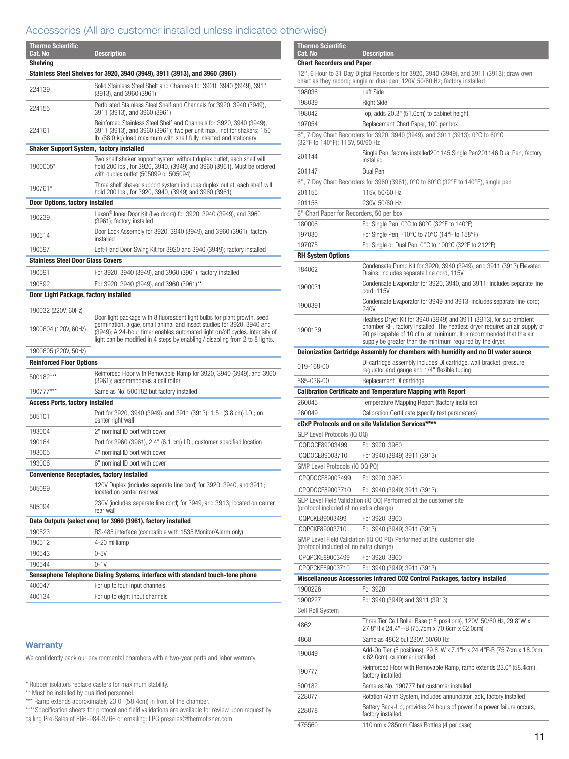## Accessories (All are customer installed unless indicated otherwise)

| Thermo Scientific Cat. No | Description |
|---|---|
| **Shelving** | |
| **Stainless Steel Shelves for 3920, 3940 (3949), 3911 (3913), and 3960 (3961)** | |
| 224139 | Solid Stainless Steel Shelf and Channels for 3920, 3940 (3949), 3911 (3913), and 3960 (3961) |
| 224155 | Perforated Stainless Steel Shelf and Channels for 3920, 3940 (3949), 3911 (3913), and 3960 (3961) |
| 224161 | Reinforced Stainless Steel Shelf and Channels for 3920, 3940 (3949), 3911 (3913), and 3960 (3961); two per unit max., not for shakers; 150 lb. (68.0 kg) load maximum with shelf fully inserted and stationary |
| **Shaker Support System, factory installed** | |
| 1900005* | Two shelf shaker support system without duplex outlet, each shelf will hold 200 lbs., for 3920, 3940, (3949) and 3960 (3961). Must be ordered with duplex outlet (505099 or 505094) |
| 190761* | Three shelf shaker support system includes duplex outlet, each shelf will hold 200 lbs., for 3920, 3940, (3949) and 3960 (3961) |
| **Door Options, factory installed** | |
| 190239 | Lexan® Inner Door Kit (five doors) for 3920, 3940 (3949), and 3960 (3961); factory installed |
| 190514 | Door Lock Assembly for 3920, 3940 (3949), and 3960 (3961); factory installed |
| 190597 | Left-Hand Door Swing Kit for 3920 and 3940 (3949); factory installed |
| **Stainless Steel Door Glass Covers** | |
| 190591 | For 3920, 3940 (3949), and 3960 (3961); factory installed |
| 190892 | For 3920, 3940 (3949), and 3960 (3961)** |
| **Door Light Package, factory installed** | |
| 190032 (220V, 60Hz) | Door light package with 8 fluorescent light bulbs for plant growth, seed germination, algae, small animal and insect studies for 3920, 3940 and (3949); A 24-hour timer enables automated light on/off cycles. Intensity of light can be modified in 4 steps by enabling / disabling from 2 to 8 lights. |
| 1900604 (120V, 60Hz) | |
| 1900605 (220V, 50Hz) | |
| **Reinforced Floor Options** | |
| 500182*** | Reinforced Floor with Removable Ramp for 3920, 3940 (3949), and 3960 (3961); accommodates a cell roller |
| 190777*** | Same as No. 500182 but factory installed |
| **Access Ports, factory installed** | |
| 505101 | Port for 3920, 3940 (3949), and 3911 (3913); 1.5" (3.8 cm) I.D.; on center right wall |
| 193004 | 2" nominal ID port with cover |
| 190164 | Port for 3960 (3961), 2.4" (6.1 cm) I.D., customer specified location |
| 193005 | 4" nominal ID port with cover |
| 193006 | 6" nominal ID port with cover |
| **Convenience Receptacles, factory installed** | |
| 505099 | 120V Duplex (includes separate line cord) for 3920, 3940, and 3911; located on center rear wall |
| 505094 | 230V (includes separate line cord) for 3949, and 3913; located on center rear wall |
| **Data Outputs (select one) for 3960 (3961), factory installed** | |
| 190523 | RS-485 interface (compatible with 1535 Monitor/Alarm only) |
| 190512 | 4-20 milliamp |
| 190543 | 0-5V |
| 190544 | 0-1V |
| **Sensaphone Telephone Dialing Systems, interface with standard touch-tone phone** | |
| 400047 | For up to four input channels |
| 400134 | For up to eight input channels |

| Thermo Scientific Cat. No | Description |
|---|---|
| **Chart Recorders and Paper** | |
| 12", 6 Hour to 31 Day Digital Recorders for 3920, 3940 (3949), and 3911 (3913); draw own chart as they record; single or dual pen; 120V, 50/60 Hz; factory installed | |
| 198036 | Left Side |
| 198039 | Right Side |
| 198042 | Top, adds 20.3" (51.6cm) to cabinet height |
| 197054 | Replacement Chart Paper, 100 per box |
| 6", 7 Day Chart Recorders for 3920, 3940 (3949), and 3911 (3913); 0°C to 60°C (32°F to 140°F); 115V, 50/60 Hz | |
| 201144 | Single Pen, factory installed201145 Single Pen201146 Dual Pen, factory installed |
| 201147 | Dual Pen |
| 6", 7 Day Chart Recorders for 3960 (3961), 0°C to 60°C (32°F to 140°F), single pen | |
| 201155 | 115V, 50/60 Hz |
| 201156 | 230V, 50/60 Hz |
| 6" Chart Paper for Recorders, 50 per box | |
| 180006 | For Single Pen, 0°C to 60°C (32°F to 140°F) |
| 197030 | For Single Pen, -10°C to 70°C (14°F to 158°F) |
| 197075 | For Single or Dual Pen, 0°C to 100°C (32°F to 212°F) |
| **RH System Options** | |
| 184062 | Condensate Pump Kit for 3920, 3940 (3949), and 3911 (3913) Elevated Drains; includes separate line cord, 115V |
| 1900031 | Condensate Evaporator for 3920, 3940, and 3911; includes separate line cord; 115V |
| 1900391 | Condensate Evaporator for 3949 and 3913; includes separate line cord; 240V |
| 1900139 | Heatless Dryer Kit for 3940 (3949) and 3911 (3913), for sub-ambient chamber RH, factory installed; The heatless dryer requires an air supply of 90 psi capable of 10 cfm, at minimum. It is recommended that the air supply be greater than the minimum required by the dryer. |
| **Deionization Cartridge Assembly for chambers with humidity and no DI water source** | |
| 019-168-00 | DI cartridge assembly includes DI cartridge, wall bracket, pressure regulator and gauge and 1/4" flexible tubing |
| 585-036-00 | Replacement DI cartridge |
| **Calibration Certificate and Temperature Mapping with Report** | |
| 260045 | Temperature Mapping Report (factory installed) |
| 260049 | Calibration Certificate (specify test parameters) |
| **cGxP Protocols and on site Validation Services\*\*\*\*** | |
| GLP Level Protocols (IQ OQ) | |
| IOQDOCE89003499 | For 3920, 3960 |
| IOQDOCE89003710 | For 3940 (3949) 3911 (3913) |
| GMP Level Protocols (IQ OQ PQ) | |
| IOPQDOCE89003499 | For 3920, 3960 |
| IOPQDOCE89003710 | For 3940 (3949) 3911 (3913) |
| GLP Level Field Validation (IQ OQ) Performed at the customer site (protocol included at no extra charge) | |
| IOQPCKE89003499 | For 3920, 3960 |
| IOQPCKE89003710 | For 3940 (3949) 3911 (3913) |
| GMP Level Field Validation (IQ OQ PQ) Performed at the customer site (protocol included at no extra charge) | |
| IOPQPCKE89003499 | For 3920, 3960 |
| IOPQPCKE89003710 | For 3940 (3949) 3911 (3913) |
| **Miscellaneous Accessories Infrared CO2 Control Packages, factory installed** | |
| 1900226 | For 3920 |
| 1900227 | For 3940 (3949) and 3911 (3913) |
| Cell Roll System | |
| 4862 | Three Tier Cell Roller Base (15 positions), 120V, 50/60 Hz, 29.8"W x 27.8"H x 24.4"F-B (75.7cm x 70.6cm x 62.0cm) |
| 4868 | Same as 4862 but 230V, 50/60 Hz |
| 190049 | Add-On Tier (5 positions), 29.8"W x 7.1"H x 24.4"F-B (75.7cm x 18.0cm x 62.0cm), customer installed |
| 190777 | Reinforced Floor with Removable Ramp, ramp extends 23.0" (58.4cm), factory installed |
| 500182 | Same as No. 190777 but customer installed |
| 228077 | Rotation Alarm System, includes annunciator jack, factory installed |
| 228078 | Battery Back-Up, provides 24 hours of power if a power failure occurs, factory installed |
| 475560 | 110mm x 285mm Glass Bottles (4 per case) |

### Warranty

We confidently back our environmental chambers with a two-year parts and labor warranty.

\* Rubber isolators replace casters for maximum stability.
\** Must be installed by qualified personnel.
\*** Ramp extends approximately 23.0" (58.4cm) in front of the chamber.
\****Specification sheets for protocol and field validations are available for review upon request by calling Pre-Sales at 866-984-3766 or emailing: LPG.presales@thermofisher.com.